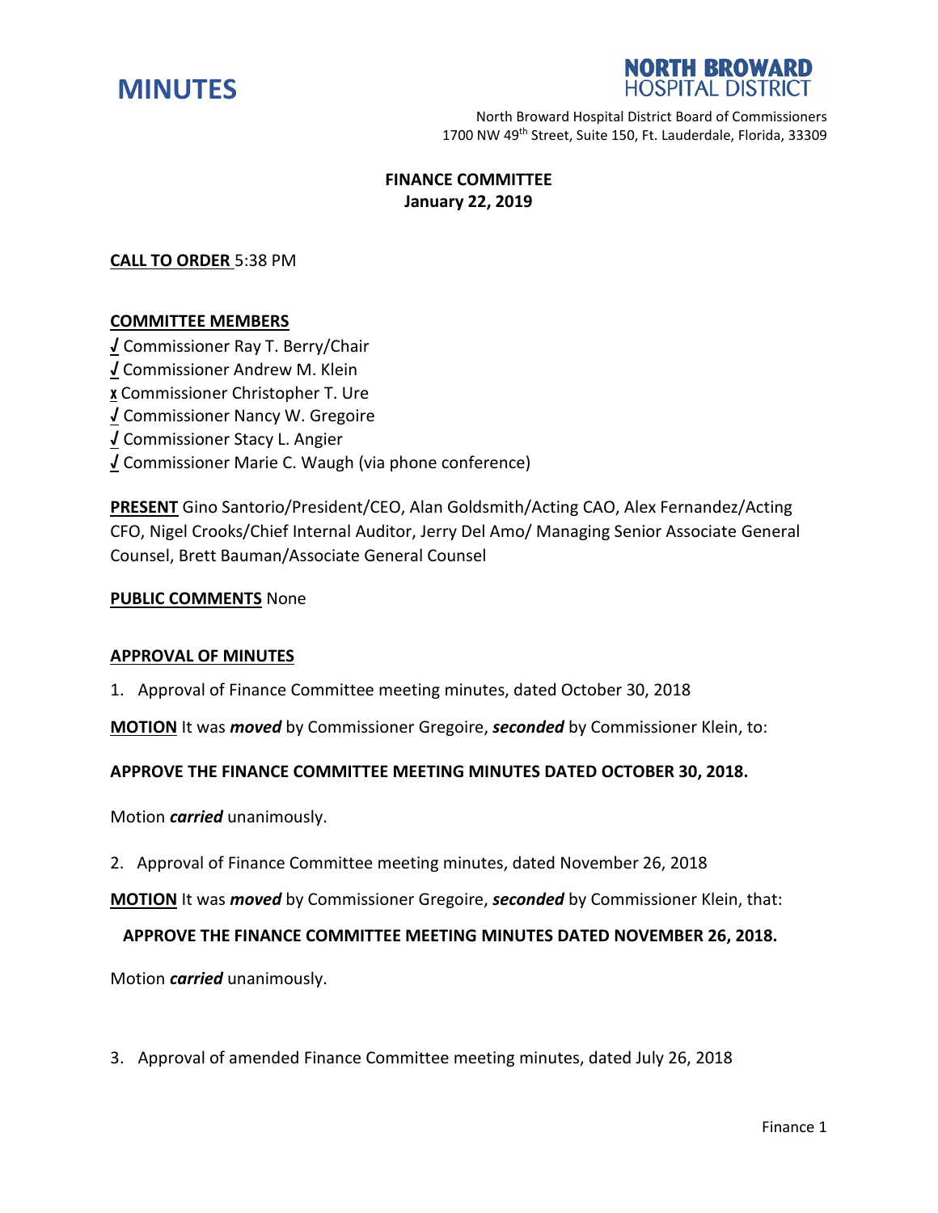# MINUTES

**NORTH BROWARD HOSPITAL DISTRICT**

North Broward Hospital District Board of Commissioners
1700 NW 49th Street, Suite 150, Ft. Lauderdale, Florida, 33309

**FINANCE COMMITTEE**
**January 22, 2019**

**CALL TO ORDER** 5:38 PM

**COMMITTEE MEMBERS**

√ Commissioner Ray T. Berry/Chair
√ Commissioner Andrew M. Klein
x Commissioner Christopher T. Ure
√ Commissioner Nancy W. Gregoire
√ Commissioner Stacy L. Angier
√ Commissioner Marie C. Waugh (via phone conference)

**PRESENT** Gino Santorio/President/CEO, Alan Goldsmith/Acting CAO, Alex Fernandez/Acting CFO, Nigel Crooks/Chief Internal Auditor, Jerry Del Amo/ Managing Senior Associate General Counsel, Brett Bauman/Associate General Counsel

**PUBLIC COMMENTS** None

**APPROVAL OF MINUTES**

1. Approval of Finance Committee meeting minutes, dated October 30, 2018

**MOTION** It was ***moved*** by Commissioner Gregoire, ***seconded*** by Commissioner Klein, to:

**APPROVE THE FINANCE COMMITTEE MEETING MINUTES DATED OCTOBER 30, 2018.**

Motion ***carried*** unanimously.

2. Approval of Finance Committee meeting minutes, dated November 26, 2018

**MOTION** It was ***moved*** by Commissioner Gregoire, ***seconded*** by Commissioner Klein, that:

**APPROVE THE FINANCE COMMITTEE MEETING MINUTES DATED NOVEMBER 26, 2018.**

Motion ***carried*** unanimously.

3. Approval of amended Finance Committee meeting minutes, dated July 26, 2018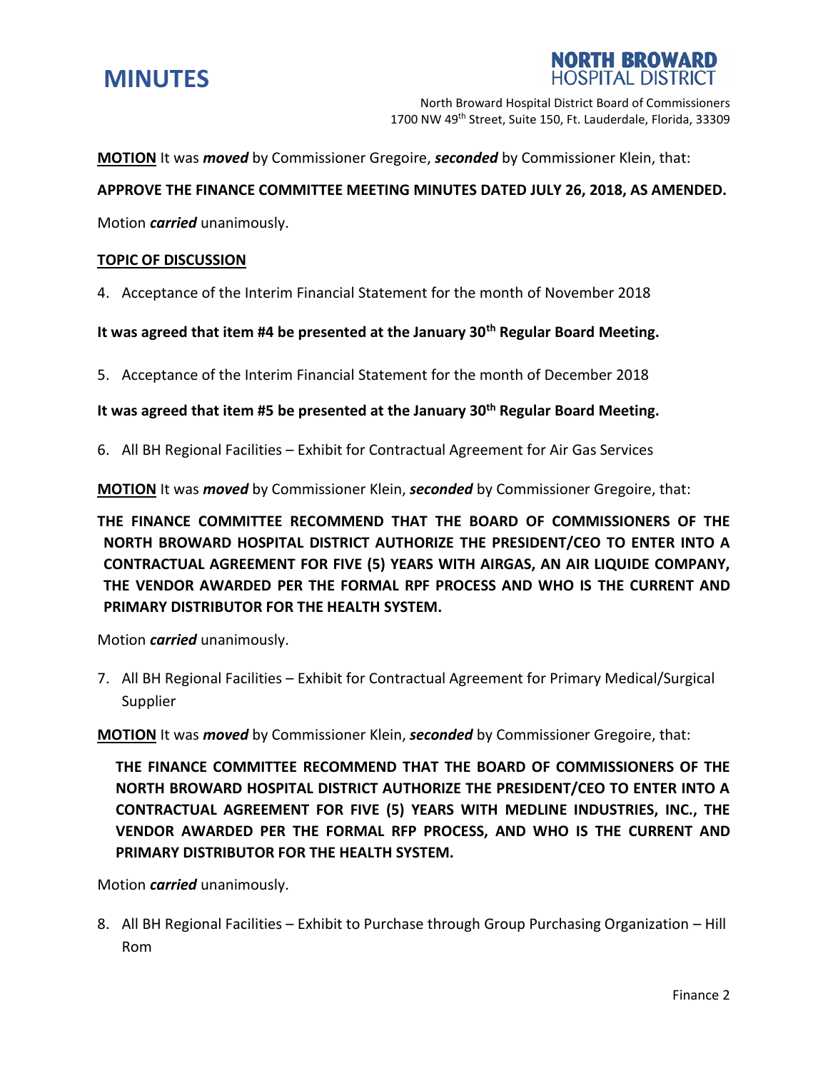**MOTION** It was ***moved*** by Commissioner Gregoire, ***seconded*** by Commissioner Klein, that:

**APPROVE THE FINANCE COMMITTEE MEETING MINUTES DATED JULY 26, 2018, AS AMENDED.**

Motion ***carried*** unanimously.

**TOPIC OF DISCUSSION**

4. Acceptance of the Interim Financial Statement for the month of November 2018

**It was agreed that item #4 be presented at the January 30th Regular Board Meeting.**

5. Acceptance of the Interim Financial Statement for the month of December 2018

**It was agreed that item #5 be presented at the January 30th Regular Board Meeting.**

6. All BH Regional Facilities – Exhibit for Contractual Agreement for Air Gas Services

**MOTION** It was ***moved*** by Commissioner Klein, ***seconded*** by Commissioner Gregoire, that:

**THE FINANCE COMMITTEE RECOMMEND THAT THE BOARD OF COMMISSIONERS OF THE NORTH BROWARD HOSPITAL DISTRICT AUTHORIZE THE PRESIDENT/CEO TO ENTER INTO A CONTRACTUAL AGREEMENT FOR FIVE (5) YEARS WITH AIRGAS, AN AIR LIQUIDE COMPANY, THE VENDOR AWARDED PER THE FORMAL RPF PROCESS AND WHO IS THE CURRENT AND PRIMARY DISTRIBUTOR FOR THE HEALTH SYSTEM.**

Motion ***carried*** unanimously.

7. All BH Regional Facilities – Exhibit for Contractual Agreement for Primary Medical/Surgical Supplier

**MOTION** It was ***moved*** by Commissioner Klein, ***seconded*** by Commissioner Gregoire, that:

**THE FINANCE COMMITTEE RECOMMEND THAT THE BOARD OF COMMISSIONERS OF THE NORTH BROWARD HOSPITAL DISTRICT AUTHORIZE THE PRESIDENT/CEO TO ENTER INTO A CONTRACTUAL AGREEMENT FOR FIVE (5) YEARS WITH MEDLINE INDUSTRIES, INC., THE VENDOR AWARDED PER THE FORMAL RFP PROCESS, AND WHO IS THE CURRENT AND PRIMARY DISTRIBUTOR FOR THE HEALTH SYSTEM.**

Motion ***carried*** unanimously.

8. All BH Regional Facilities – Exhibit to Purchase through Group Purchasing Organization – Hill Rom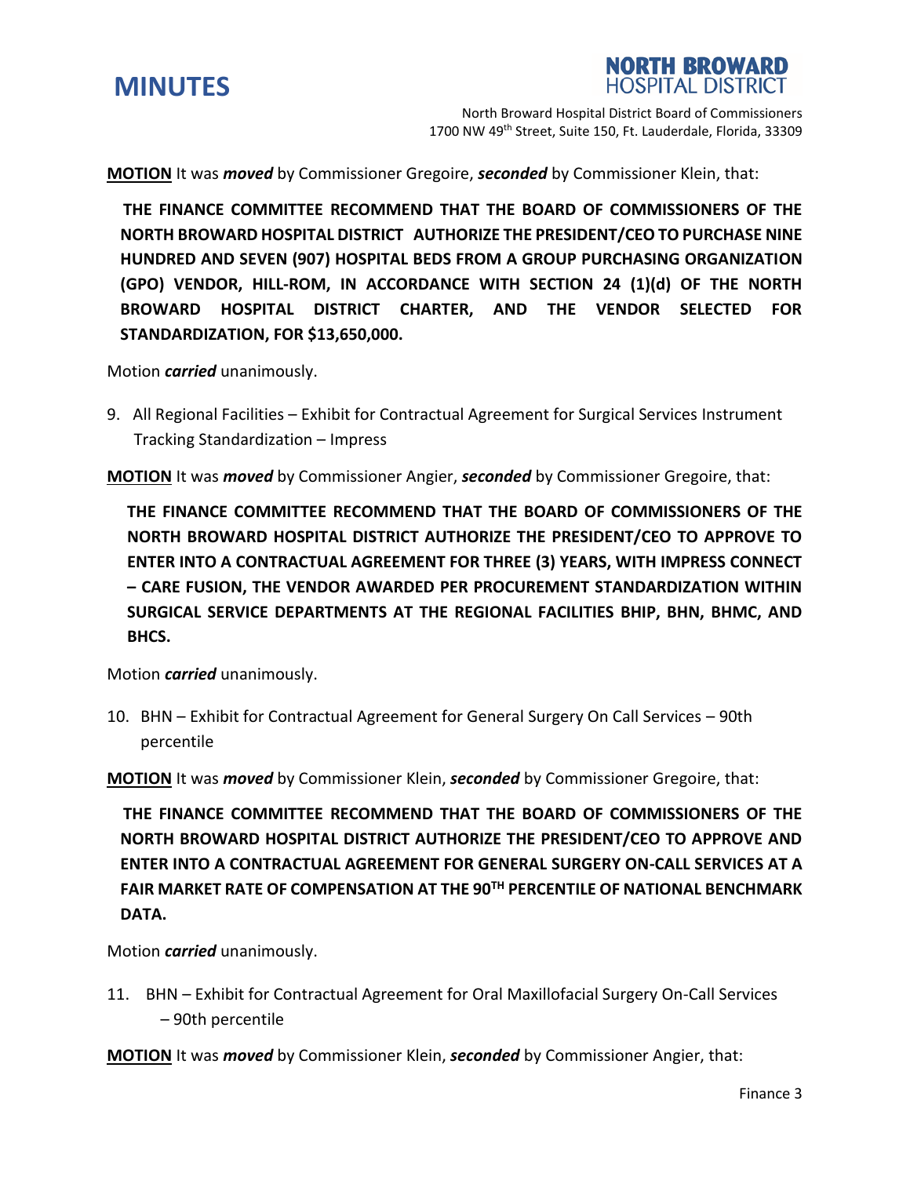**MOTION** It was ***moved*** by Commissioner Gregoire, ***seconded*** by Commissioner Klein, that:

**THE FINANCE COMMITTEE RECOMMEND THAT THE BOARD OF COMMISSIONERS OF THE NORTH BROWARD HOSPITAL DISTRICT AUTHORIZE THE PRESIDENT/CEO TO PURCHASE NINE HUNDRED AND SEVEN (907) HOSPITAL BEDS FROM A GROUP PURCHASING ORGANIZATION (GPO) VENDOR, HILL-ROM, IN ACCORDANCE WITH SECTION 24 (1)(d) OF THE NORTH BROWARD HOSPITAL DISTRICT CHARTER, AND THE VENDOR SELECTED FOR STANDARDIZATION, FOR $13,650,000.**

Motion ***carried*** unanimously.

9. All Regional Facilities – Exhibit for Contractual Agreement for Surgical Services Instrument Tracking Standardization – Impress

**MOTION** It was ***moved*** by Commissioner Angier, ***seconded*** by Commissioner Gregoire, that:

**THE FINANCE COMMITTEE RECOMMEND THAT THE BOARD OF COMMISSIONERS OF THE NORTH BROWARD HOSPITAL DISTRICT AUTHORIZE THE PRESIDENT/CEO TO APPROVE TO ENTER INTO A CONTRACTUAL AGREEMENT FOR THREE (3) YEARS, WITH IMPRESS CONNECT – CARE FUSION, THE VENDOR AWARDED PER PROCUREMENT STANDARDIZATION WITHIN SURGICAL SERVICE DEPARTMENTS AT THE REGIONAL FACILITIES BHIP, BHN, BHMC, AND BHCS.**

Motion ***carried*** unanimously.

10. BHN – Exhibit for Contractual Agreement for General Surgery On Call Services – 90th percentile

**MOTION** It was ***moved*** by Commissioner Klein, ***seconded*** by Commissioner Gregoire, that:

**THE FINANCE COMMITTEE RECOMMEND THAT THE BOARD OF COMMISSIONERS OF THE NORTH BROWARD HOSPITAL DISTRICT AUTHORIZE THE PRESIDENT/CEO TO APPROVE AND ENTER INTO A CONTRACTUAL AGREEMENT FOR GENERAL SURGERY ON-CALL SERVICES AT A FAIR MARKET RATE OF COMPENSATION AT THE 90TH PERCENTILE OF NATIONAL BENCHMARK DATA.**

Motion ***carried*** unanimously.

11. BHN – Exhibit for Contractual Agreement for Oral Maxillofacial Surgery On-Call Services – 90th percentile

**MOTION** It was ***moved*** by Commissioner Klein, ***seconded*** by Commissioner Angier, that: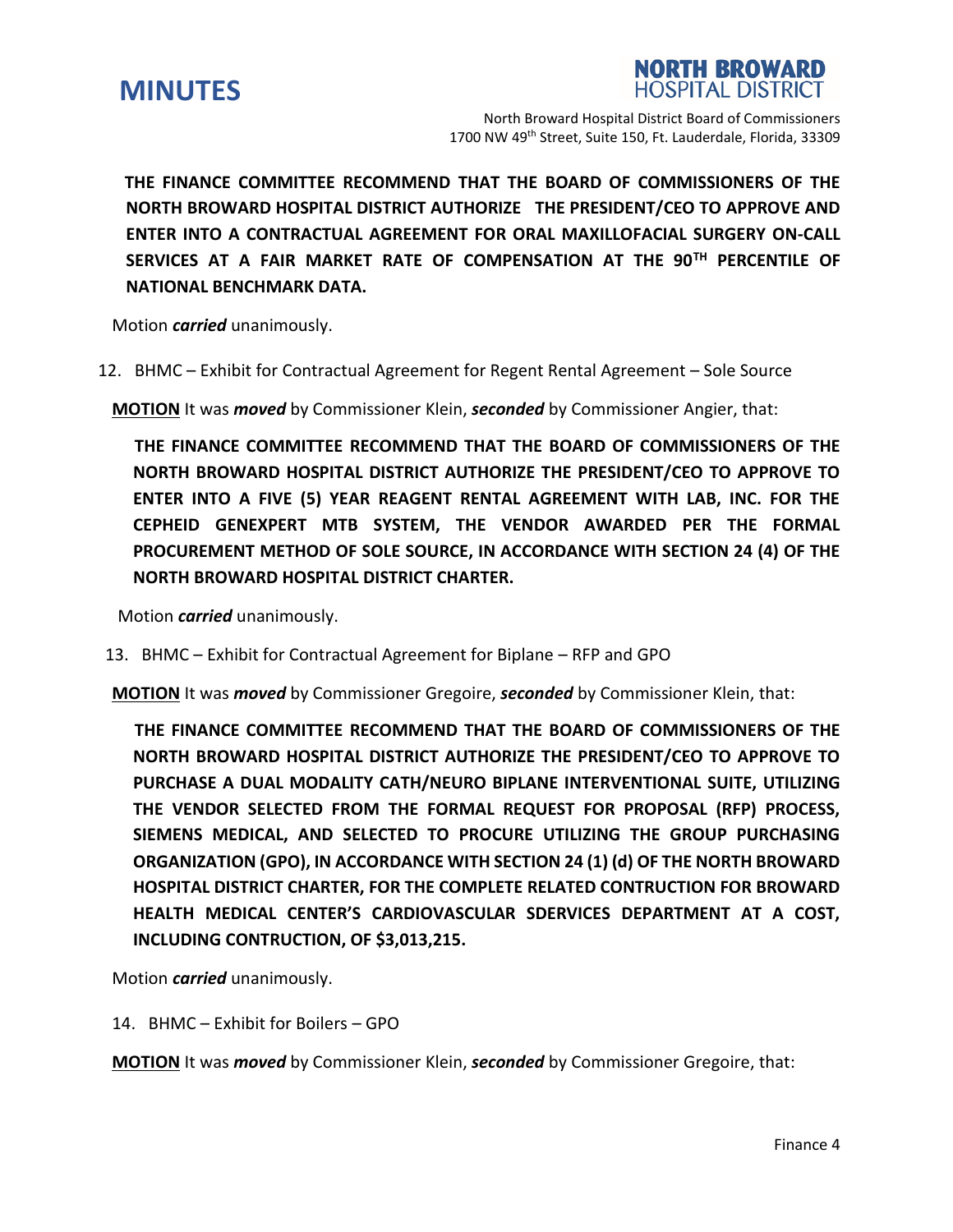**THE FINANCE COMMITTEE RECOMMEND THAT THE BOARD OF COMMISSIONERS OF THE NORTH BROWARD HOSPITAL DISTRICT AUTHORIZE THE PRESIDENT/CEO TO APPROVE AND ENTER INTO A CONTRACTUAL AGREEMENT FOR ORAL MAXILLOFACIAL SURGERY ON-CALL SERVICES AT A FAIR MARKET RATE OF COMPENSATION AT THE 90TH PERCENTILE OF NATIONAL BENCHMARK DATA.**

Motion ***carried*** unanimously.

12. BHMC – Exhibit for Contractual Agreement for Regent Rental Agreement – Sole Source

**MOTION** It was ***moved*** by Commissioner Klein, ***seconded*** by Commissioner Angier, that:

**THE FINANCE COMMITTEE RECOMMEND THAT THE BOARD OF COMMISSIONERS OF THE NORTH BROWARD HOSPITAL DISTRICT AUTHORIZE THE PRESIDENT/CEO TO APPROVE TO ENTER INTO A FIVE (5) YEAR REAGENT RENTAL AGREEMENT WITH LAB, INC. FOR THE CEPHEID GENEXPERT MTB SYSTEM, THE VENDOR AWARDED PER THE FORMAL PROCUREMENT METHOD OF SOLE SOURCE, IN ACCORDANCE WITH SECTION 24 (4) OF THE NORTH BROWARD HOSPITAL DISTRICT CHARTER.**

Motion ***carried*** unanimously.

13. BHMC – Exhibit for Contractual Agreement for Biplane – RFP and GPO

**MOTION** It was ***moved*** by Commissioner Gregoire, ***seconded*** by Commissioner Klein, that:

**THE FINANCE COMMITTEE RECOMMEND THAT THE BOARD OF COMMISSIONERS OF THE NORTH BROWARD HOSPITAL DISTRICT AUTHORIZE THE PRESIDENT/CEO TO APPROVE TO PURCHASE A DUAL MODALITY CATH/NEURO BIPLANE INTERVENTIONAL SUITE, UTILIZING THE VENDOR SELECTED FROM THE FORMAL REQUEST FOR PROPOSAL (RFP) PROCESS, SIEMENS MEDICAL, AND SELECTED TO PROCURE UTILIZING THE GROUP PURCHASING ORGANIZATION (GPO), IN ACCORDANCE WITH SECTION 24 (1) (d) OF THE NORTH BROWARD HOSPITAL DISTRICT CHARTER, FOR THE COMPLETE RELATED CONTRUCTION FOR BROWARD HEALTH MEDICAL CENTER'S CARDIOVASCULAR SDERVICES DEPARTMENT AT A COST, INCLUDING CONTRUCTION, OF $3,013,215.**

Motion ***carried*** unanimously.

14. BHMC – Exhibit for Boilers – GPO

**MOTION** It was ***moved*** by Commissioner Klein, ***seconded*** by Commissioner Gregoire, that: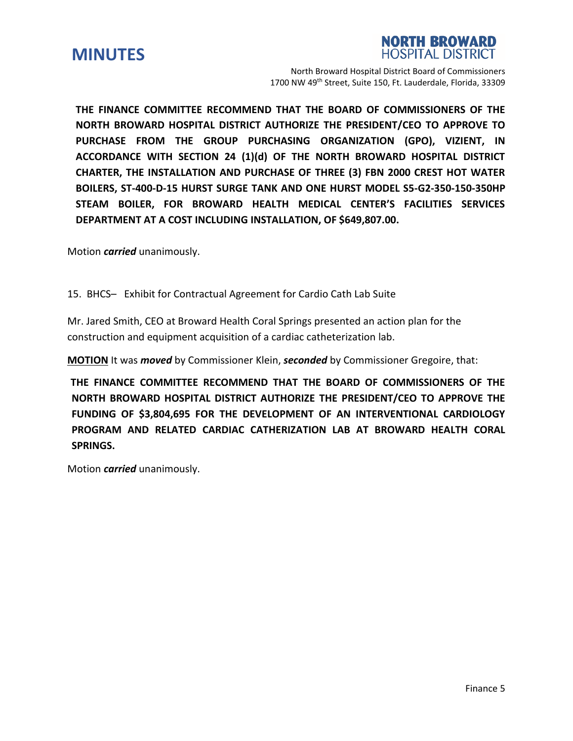**THE FINANCE COMMITTEE RECOMMEND THAT THE BOARD OF COMMISSIONERS OF THE NORTH BROWARD HOSPITAL DISTRICT AUTHORIZE THE PRESIDENT/CEO TO APPROVE TO PURCHASE FROM THE GROUP PURCHASING ORGANIZATION (GPO), VIZIENT, IN ACCORDANCE WITH SECTION 24 (1)(d) OF THE NORTH BROWARD HOSPITAL DISTRICT CHARTER, THE INSTALLATION AND PURCHASE OF THREE (3) FBN 2000 CREST HOT WATER BOILERS, ST-400-D-15 HURST SURGE TANK AND ONE HURST MODEL S5-G2-350-150-350HP STEAM BOILER, FOR BROWARD HEALTH MEDICAL CENTER'S FACILITIES SERVICES DEPARTMENT AT A COST INCLUDING INSTALLATION, OF $649,807.00.**

Motion ***carried*** unanimously.

15. BHCS– Exhibit for Contractual Agreement for Cardio Cath Lab Suite

Mr. Jared Smith, CEO at Broward Health Coral Springs presented an action plan for the construction and equipment acquisition of a cardiac catheterization lab.

**MOTION** It was ***moved*** by Commissioner Klein, ***seconded*** by Commissioner Gregoire, that:

**THE FINANCE COMMITTEE RECOMMEND THAT THE BOARD OF COMMISSIONERS OF THE NORTH BROWARD HOSPITAL DISTRICT AUTHORIZE THE PRESIDENT/CEO TO APPROVE THE FUNDING OF $3,804,695 FOR THE DEVELOPMENT OF AN INTERVENTIONAL CARDIOLOGY PROGRAM AND RELATED CARDIAC CATHERIZATION LAB AT BROWARD HEALTH CORAL SPRINGS.**

Motion ***carried*** unanimously.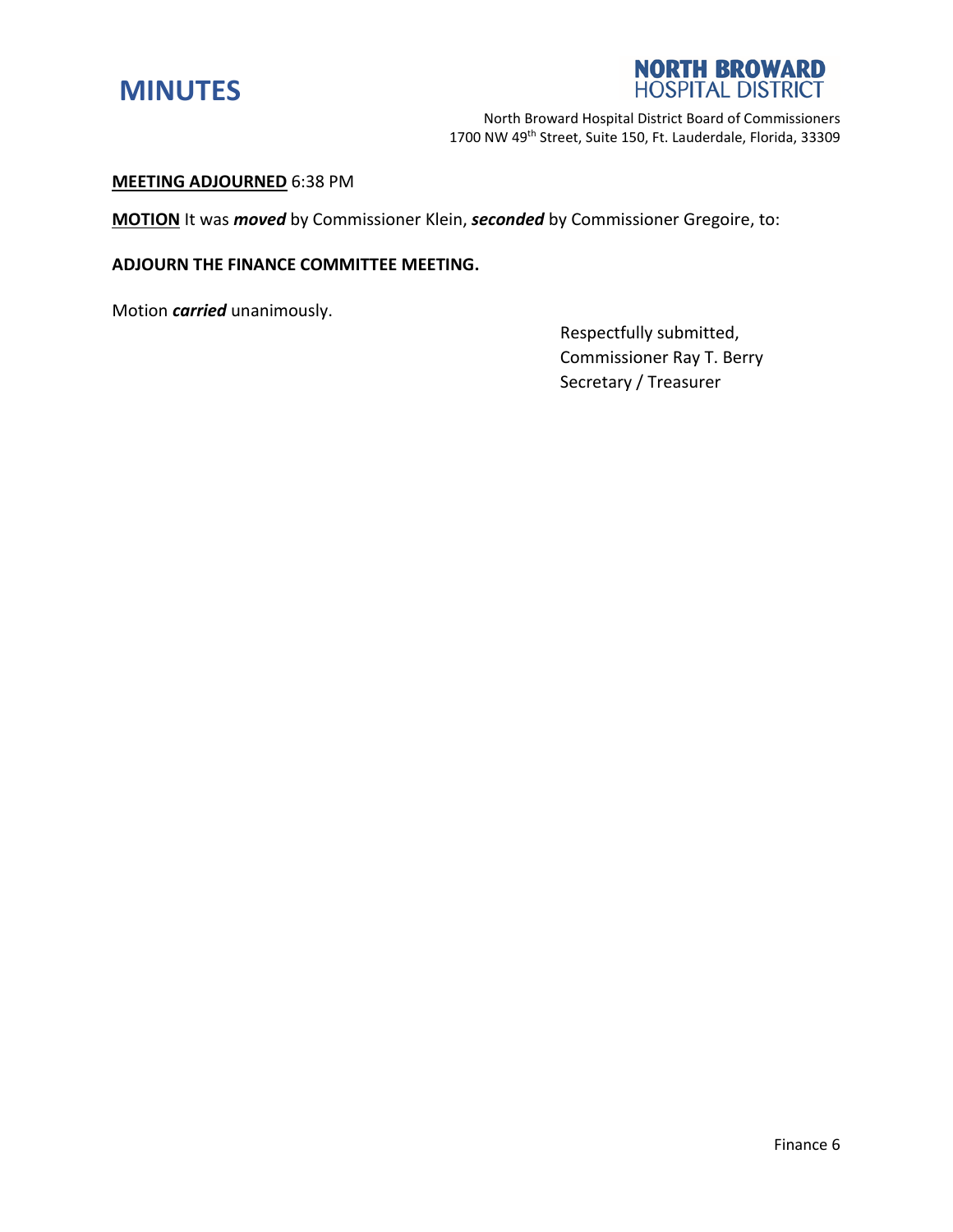**MEETING ADJOURNED** 6:38 PM

**MOTION** It was ***moved*** by Commissioner Klein, ***seconded*** by Commissioner Gregoire, to:

**ADJOURN THE FINANCE COMMITTEE MEETING.**

Motion ***carried*** unanimously.

Respectfully submitted,
Commissioner Ray T. Berry
Secretary / Treasurer